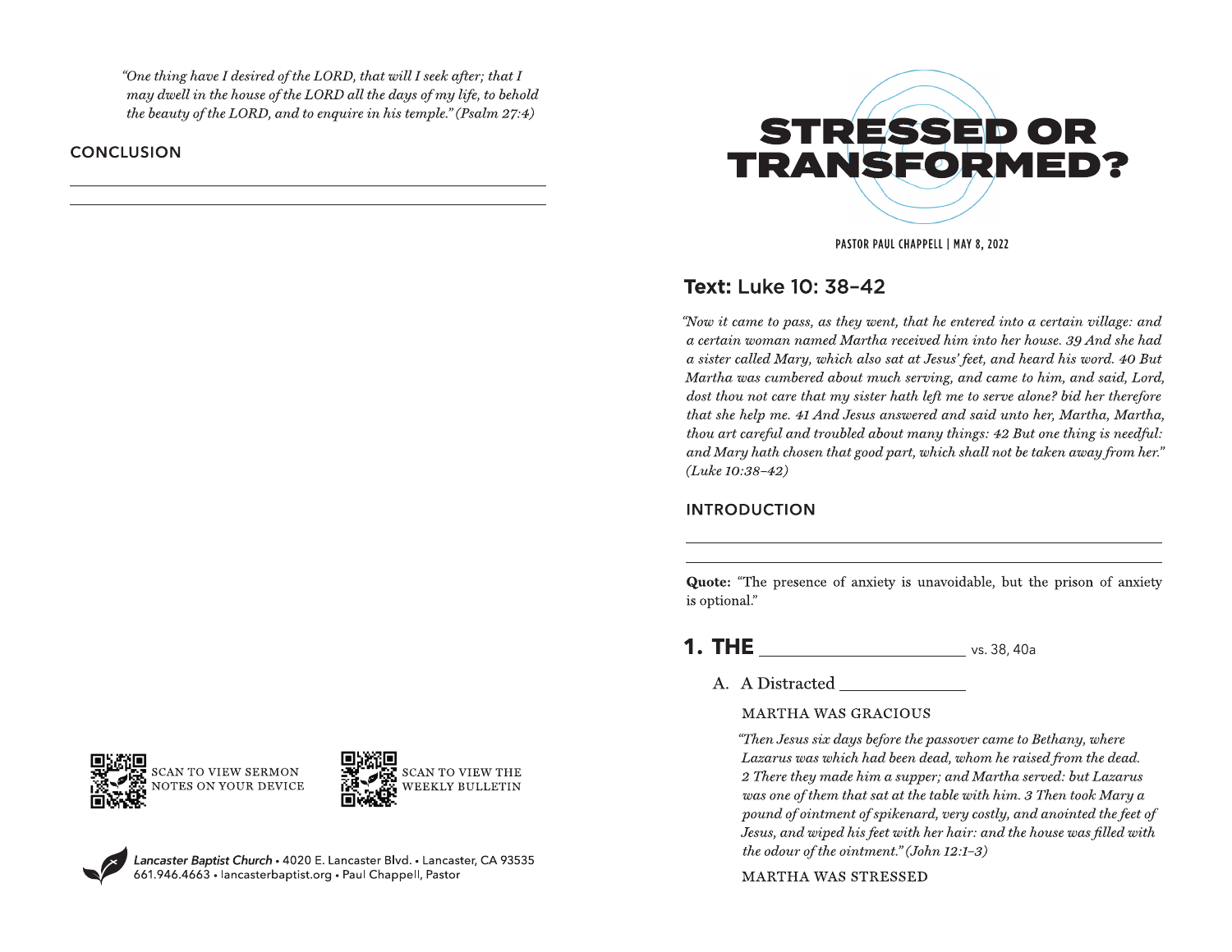# STRESSED OR TRANSFORMED?

PASTOR PAUL CHAPPELL | MAY 8, 2022

## Text: Luke 10: 38–42

*"Now it came to pass, as they went, that he entered into a certain village: and a certain woman named Martha received him into her house. 39 And she had a sister called Mary, which also sat at Jesus' feet, and heard his word. 40 But Martha was cumbered about much serving, and came to him, and said, Lord, dost thou not care that my sister hath left me to serve alone? bid her therefore that she help me. 41 And Jesus answered and said unto her, Martha, Martha, thou art careful and troubled about many things: 42 But one thing is needful: and Mary hath chosen that good part, which shall not be taken away from her." (Luke 10:38–42)*

### INTRODUCTION

\_\_\_\_\_\_\_\_\_\_\_\_\_\_\_\_\_\_\_\_\_\_\_\_\_\_\_\_\_\_\_\_\_\_\_\_\_\_\_\_

\_\_\_\_\_\_\_\_\_\_\_\_\_\_\_\_\_\_\_\_\_\_\_\_\_\_\_\_\_\_\_\_\_\_\_\_\_\_\_\_

**Quote:** "The presence of anxiety is unavoidable, but the prison of anxiety is optional."

## 1. THE \_\_\_\_\_\_\_\_\_\_\_\_\_\_\_\_\_\_\_\_ vs. 38, 40a

A. A Distracted \_\_\_\_\_\_\_\_\_\_\_\_

MARTHA WAS GRACIOUS

*"Then Jesus six days before the passover came to Bethany, where Lazarus was which had been dead, whom he raised from the dead. 2 There they made him a supper; and Martha served: but Lazarus was one of them that sat at the table with him. 3 Then took Mary a pound of ointment of spikenard, very costly, and anointed the feet of Jesus, and wiped his feet with her hair: and the house was filled with the odour of the ointment." (John 12:1–3)*

MARTHA WAS STRESSED

*"One thing have I desired of the LORD, that will I seek after; that I may dwell in the house of the LORD all the days of my life, to behold the beauty of the LORD, and to enquire in his temple." (Psalm 27:4)*

### CONCLUSION

\_\_\_\_\_\_\_\_\_\_\_\_\_\_\_\_\_\_\_\_\_\_\_\_\_\_\_\_\_\_\_\_\_\_\_\_\_\_\_\_

\_\_\_\_\_\_\_\_\_\_\_\_\_\_\_\_\_\_\_\_\_\_\_\_\_\_\_\_\_\_\_\_\_\_\_\_\_\_\_\_

SCAN TO VIEW SERMON NOTES ON YOUR DEVICE

SCAN TO VIEW THE WEEKLY BULLETIN

*Lancaster Baptist Church* • 4020 E. Lancaster Blvd. • Lancaster, CA 93535
661.946.4663 • lancasterbaptist.org • Paul Chappell, Pastor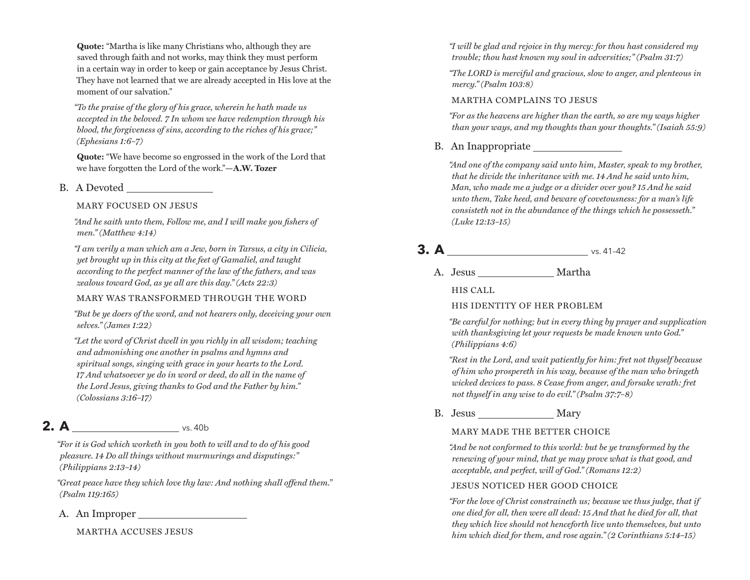**Quote:** "Martha is like many Christians who, although they are saved through faith and not works, may think they must perform in a certain way in order to keep or gain acceptance by Jesus Christ. They have not learned that we are already accepted in His love at the moment of our salvation."

*"To the praise of the glory of his grace, wherein he hath made us accepted in the beloved. 7 In whom we have redemption through his blood, the forgiveness of sins, according to the riches of his grace;" (Ephesians 1:6–7)*

**Quote:** "We have become so engrossed in the work of the Lord that we have forgotten the Lord of the work."—**A.W. Tozer**

B. A Devoted _______________

MARY FOCUSED ON JESUS

*"And he saith unto them, Follow me, and I will make you fishers of men." (Matthew 4:14)*

*"I am verily a man which am a Jew, born in Tarsus, a city in Cilicia, yet brought up in this city at the feet of Gamaliel, and taught according to the perfect manner of the law of the fathers, and was zealous toward God, as ye all are this day." (Acts 22:3)*

MARY WAS TRANSFORMED THROUGH THE WORD

*"But be ye doers of the word, and not hearers only, deceiving your own selves." (James 1:22)*

*"Let the word of Christ dwell in you richly in all wisdom; teaching and admonishing one another in psalms and hymns and spiritual songs, singing with grace in your hearts to the Lord. 17 And whatsoever ye do in word or deed, do all in the name of the Lord Jesus, giving thanks to God and the Father by him." (Colossians 3:16–17)*

## 2. A ____________________ vs. 40b

*"For it is God which worketh in you both to will and to do of his good pleasure. 14 Do all things without murmurings and disputings:" (Philippians 2:13–14)*

*"Great peace have they which love thy law: And nothing shall offend them." (Psalm 119:165)*

A. An Improper ____________________

MARTHA ACCUSES JESUS

*"I will be glad and rejoice in thy mercy: for thou hast considered my trouble; thou hast known my soul in adversities;" (Psalm 31:7)*

*"The LORD is merciful and gracious, slow to anger, and plenteous in mercy." (Psalm 103:8)*

MARTHA COMPLAINS TO JESUS

*"For as the heavens are higher than the earth, so are my ways higher than your ways, and my thoughts than your thoughts." (Isaiah 55:9)*

B. An Inappropriate _______________

*"And one of the company said unto him, Master, speak to my brother, that he divide the inheritance with me. 14 And he said unto him, Man, who made me a judge or a divider over you? 15 And he said unto them, Take heed, and beware of covetousness: for a man's life consisteth not in the abundance of the things which he possesseth." (Luke 12:13–15)*

## 3. A ________________________ vs. 41–42

A. Jesus ______________ Martha

HIS CALL

HIS IDENTITY OF HER PROBLEM

*"Be careful for nothing; but in every thing by prayer and supplication with thanksgiving let your requests be made known unto God." (Philippians 4:6)*

*"Rest in the Lord, and wait patiently for him: fret not thyself because of him who prospereth in his way, because of the man who bringeth wicked devices to pass. 8 Cease from anger, and forsake wrath: fret not thyself in any wise to do evil." (Psalm 37:7–8)*

B. Jesus ______________ Mary

MARY MADE THE BETTER CHOICE

*"And be not conformed to this world: but be ye transformed by the renewing of your mind, that ye may prove what is that good, and acceptable, and perfect, will of God." (Romans 12:2)*

JESUS NOTICED HER GOOD CHOICE

*"For the love of Christ constraineth us; because we thus judge, that if one died for all, then were all dead: 15 And that he died for all, that they which live should not henceforth live unto themselves, but unto him which died for them, and rose again." (2 Corinthians 5:14–15)*